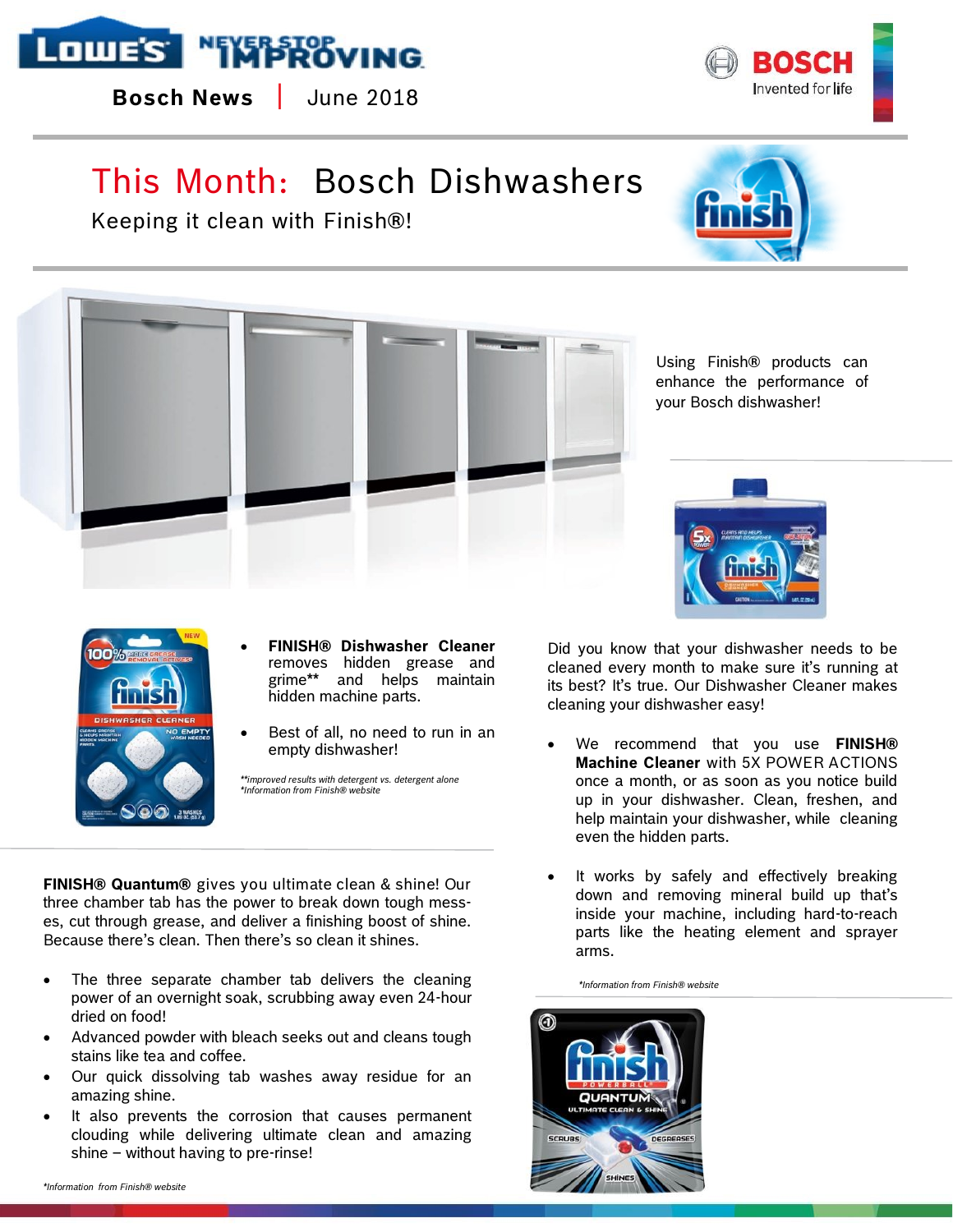Bosch News | June 2018

# This Month: Bosch Dishwashers

## Keeping it clean with Finish®!

Using Finish® products can enhance the performance of your Bosch dishwasher!

- **FINISH® Dishwasher Cleaner** removes hidden grease and grime** and helps maintain hidden machine parts.
- Best of all, no need to run in an empty dishwasher!

*\*\*improved results with detergent vs. detergent alone*
*\*Information from Finish® website*

Did you know that your dishwasher needs to be cleaned every month to make sure it's running at its best? It's true. Our Dishwasher Cleaner makes cleaning your dishwasher easy!

- We recommend that you use **FINISH® Machine Cleaner** with 5X POWER ACTIONS once a month, or as soon as you notice build up in your dishwasher. Clean, freshen, and help maintain your dishwasher, while cleaning even the hidden parts.
- It works by safely and effectively breaking down and removing mineral build up that's inside your machine, including hard-to-reach parts like the heating element and sprayer arms.

*\*Information from Finish® website*

**FINISH® Quantum®** gives you ultimate clean & shine! Our three chamber tab has the power to break down tough messes, cut through grease, and deliver a finishing boost of shine. Because there's clean. Then there's so clean it shines.

- The three separate chamber tab delivers the cleaning power of an overnight soak, scrubbing away even 24-hour dried on food!
- Advanced powder with bleach seeks out and cleans tough stains like tea and coffee.
- Our quick dissolving tab washes away residue for an amazing shine.
- It also prevents the corrosion that causes permanent clouding while delivering ultimate clean and amazing shine – without having to pre-rinse!

*\*Information from Finish® website*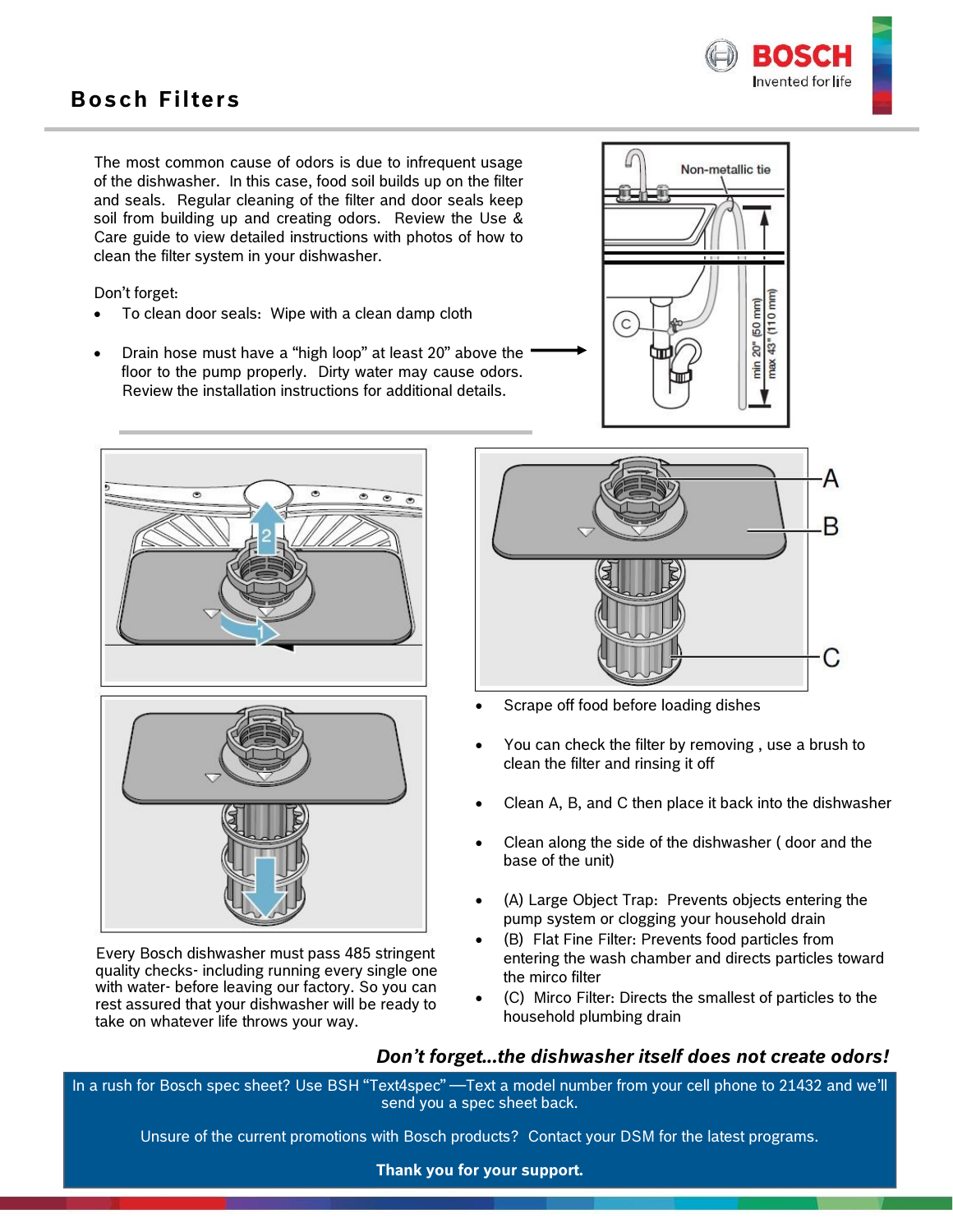## Bosch Filters

The most common cause of odors is due to infrequent usage of the dishwasher. In this case, food soil builds up on the filter and seals. Regular cleaning of the filter and door seals keep soil from building up and creating odors. Review the Use & Care guide to view detailed instructions with photos of how to clean the filter system in your dishwasher.

Don't forget:

- To clean door seals: Wipe with a clean damp cloth
- Drain hose must have a "high loop" at least 20" above the floor to the pump properly. Dirty water may cause odors. Review the installation instructions for additional details.

Non-metallic tie

min 20" (50 mm)

max 43" (110 mm)

Every Bosch dishwasher must pass 485 stringent quality checks- including running every single one with water- before leaving our factory. So you can rest assured that your dishwasher will be ready to take on whatever life throws your way.

- Scrape off food before loading dishes
- You can check the filter by removing , use a brush to clean the filter and rinsing it off
- Clean A, B, and C then place it back into the dishwasher
- Clean along the side of the dishwasher ( door and the base of the unit)
- (A) Large Object Trap: Prevents objects entering the pump system or clogging your household drain
- (B) Flat Fine Filter: Prevents food particles from entering the wash chamber and directs particles toward the mirco filter
- (C) Mirco Filter: Directs the smallest of particles to the household plumbing drain

***Don't forget…the dishwasher itself does not create odors!***

In a rush for Bosch spec sheet? Use BSH "Text4spec"—Text a model number from your cell phone to 21432 and we'll send you a spec sheet back.

Unsure of the current promotions with Bosch products? Contact your DSM for the latest programs.

**Thank you for your support.**